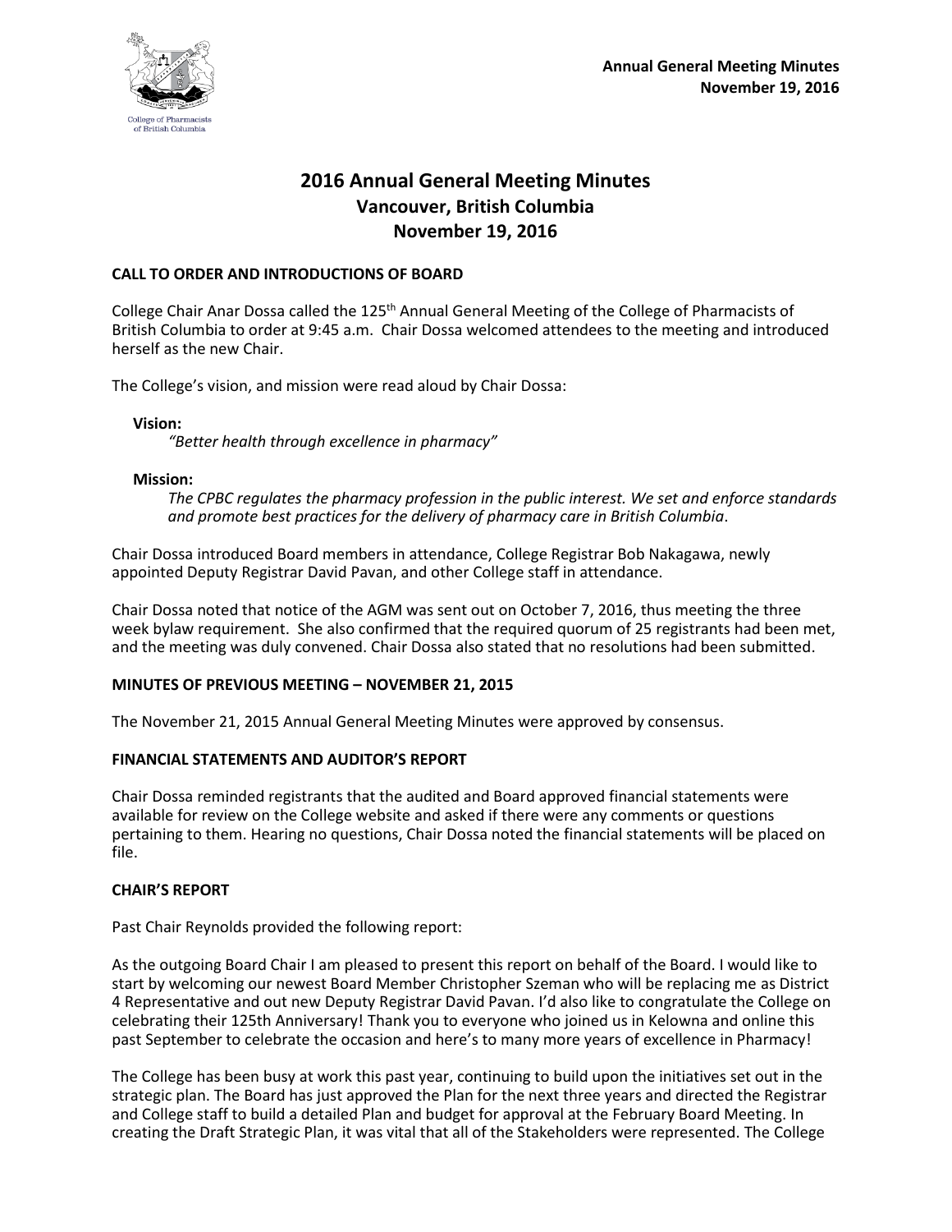# 2016 Annual General Meeting Minutes
## Vancouver, British Columbia
## November 19, 2016

### CALL TO ORDER AND INTRODUCTIONS OF BOARD

College Chair Anar Dossa called the 125th Annual General Meeting of the College of Pharmacists of British Columbia to order at 9:45 a.m. Chair Dossa welcomed attendees to the meeting and introduced herself as the new Chair.

The College's vision, and mission were read aloud by Chair Dossa:

**Vision:**

*"Better health through excellence in pharmacy"*

**Mission:**

*The CPBC regulates the pharmacy profession in the public interest. We set and enforce standards and promote best practices for the delivery of pharmacy care in British Columbia*.

Chair Dossa introduced Board members in attendance, College Registrar Bob Nakagawa, newly appointed Deputy Registrar David Pavan, and other College staff in attendance.

Chair Dossa noted that notice of the AGM was sent out on October 7, 2016, thus meeting the three week bylaw requirement. She also confirmed that the required quorum of 25 registrants had been met, and the meeting was duly convened. Chair Dossa also stated that no resolutions had been submitted.

### MINUTES OF PREVIOUS MEETING – NOVEMBER 21, 2015

The November 21, 2015 Annual General Meeting Minutes were approved by consensus.

### FINANCIAL STATEMENTS AND AUDITOR'S REPORT

Chair Dossa reminded registrants that the audited and Board approved financial statements were available for review on the College website and asked if there were any comments or questions pertaining to them. Hearing no questions, Chair Dossa noted the financial statements will be placed on file.

### CHAIR'S REPORT

Past Chair Reynolds provided the following report:

As the outgoing Board Chair I am pleased to present this report on behalf of the Board. I would like to start by welcoming our newest Board Member Christopher Szeman who will be replacing me as District 4 Representative and out new Deputy Registrar David Pavan. I'd also like to congratulate the College on celebrating their 125th Anniversary! Thank you to everyone who joined us in Kelowna and online this past September to celebrate the occasion and here's to many more years of excellence in Pharmacy!

The College has been busy at work this past year, continuing to build upon the initiatives set out in the strategic plan. The Board has just approved the Plan for the next three years and directed the Registrar and College staff to build a detailed Plan and budget for approval at the February Board Meeting. In creating the Draft Strategic Plan, it was vital that all of the Stakeholders were represented. The College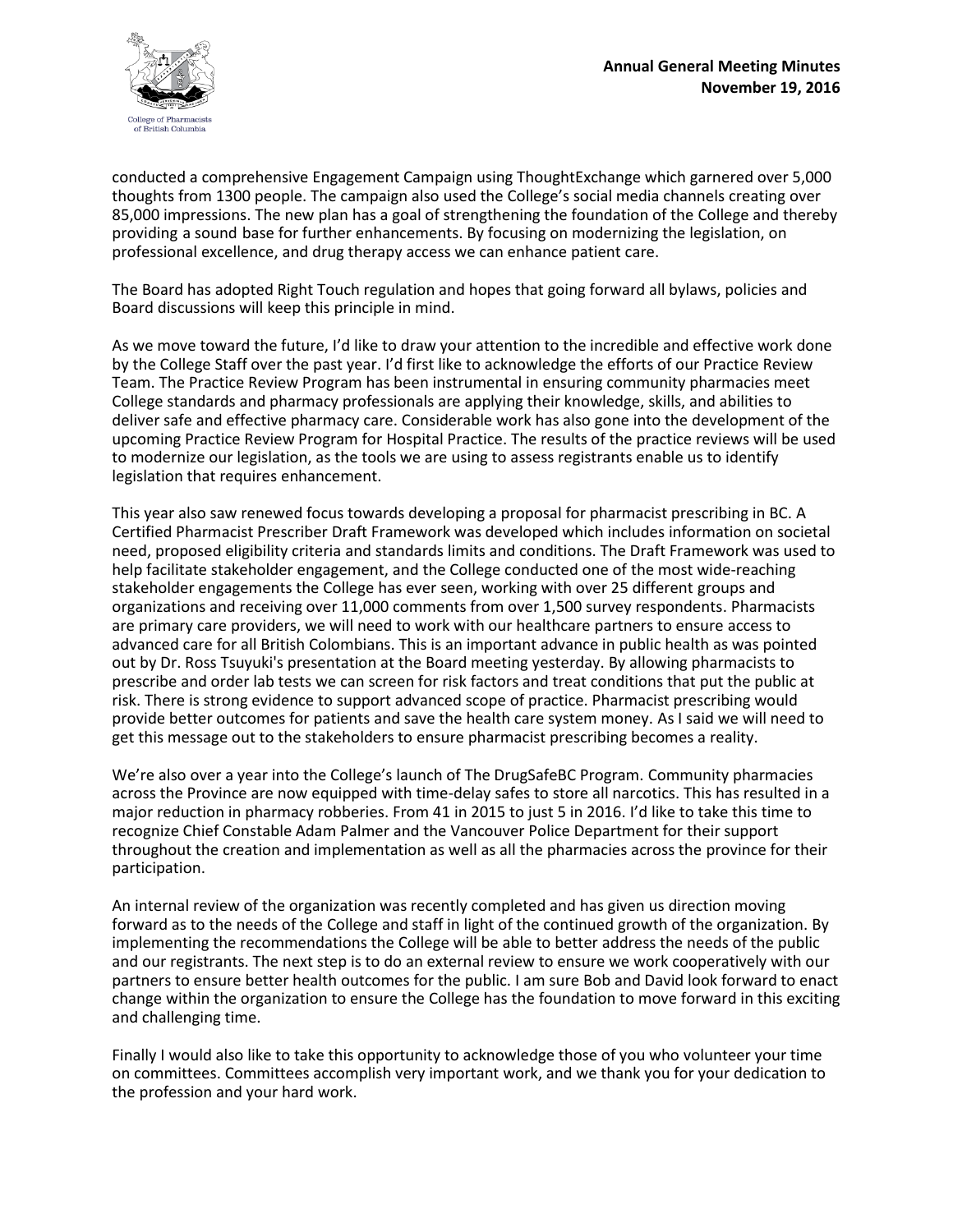conducted a comprehensive Engagement Campaign using ThoughtExchange which garnered over 5,000 thoughts from 1300 people. The campaign also used the College's social media channels creating over 85,000 impressions. The new plan has a goal of strengthening the foundation of the College and thereby providing a sound base for further enhancements. By focusing on modernizing the legislation, on professional excellence, and drug therapy access we can enhance patient care.

The Board has adopted Right Touch regulation and hopes that going forward all bylaws, policies and Board discussions will keep this principle in mind.

As we move toward the future, I'd like to draw your attention to the incredible and effective work done by the College Staff over the past year. I'd first like to acknowledge the efforts of our Practice Review Team. The Practice Review Program has been instrumental in ensuring community pharmacies meet College standards and pharmacy professionals are applying their knowledge, skills, and abilities to deliver safe and effective pharmacy care. Considerable work has also gone into the development of the upcoming Practice Review Program for Hospital Practice. The results of the practice reviews will be used to modernize our legislation, as the tools we are using to assess registrants enable us to identify legislation that requires enhancement.

This year also saw renewed focus towards developing a proposal for pharmacist prescribing in BC. A Certified Pharmacist Prescriber Draft Framework was developed which includes information on societal need, proposed eligibility criteria and standards limits and conditions. The Draft Framework was used to help facilitate stakeholder engagement, and the College conducted one of the most wide-reaching stakeholder engagements the College has ever seen, working with over 25 different groups and organizations and receiving over 11,000 comments from over 1,500 survey respondents. Pharmacists are primary care providers, we will need to work with our healthcare partners to ensure access to advanced care for all British Colombians. This is an important advance in public health as was pointed out by Dr. Ross Tsuyuki's presentation at the Board meeting yesterday. By allowing pharmacists to prescribe and order lab tests we can screen for risk factors and treat conditions that put the public at risk. There is strong evidence to support advanced scope of practice. Pharmacist prescribing would provide better outcomes for patients and save the health care system money. As I said we will need to get this message out to the stakeholders to ensure pharmacist prescribing becomes a reality.

We're also over a year into the College's launch of The DrugSafeBC Program. Community pharmacies across the Province are now equipped with time-delay safes to store all narcotics. This has resulted in a major reduction in pharmacy robberies. From 41 in 2015 to just 5 in 2016. I'd like to take this time to recognize Chief Constable Adam Palmer and the Vancouver Police Department for their support throughout the creation and implementation as well as all the pharmacies across the province for their participation.

An internal review of the organization was recently completed and has given us direction moving forward as to the needs of the College and staff in light of the continued growth of the organization. By implementing the recommendations the College will be able to better address the needs of the public and our registrants. The next step is to do an external review to ensure we work cooperatively with our partners to ensure better health outcomes for the public. I am sure Bob and David look forward to enact change within the organization to ensure the College has the foundation to move forward in this exciting and challenging time.

Finally I would also like to take this opportunity to acknowledge those of you who volunteer your time on committees. Committees accomplish very important work, and we thank you for your dedication to the profession and your hard work.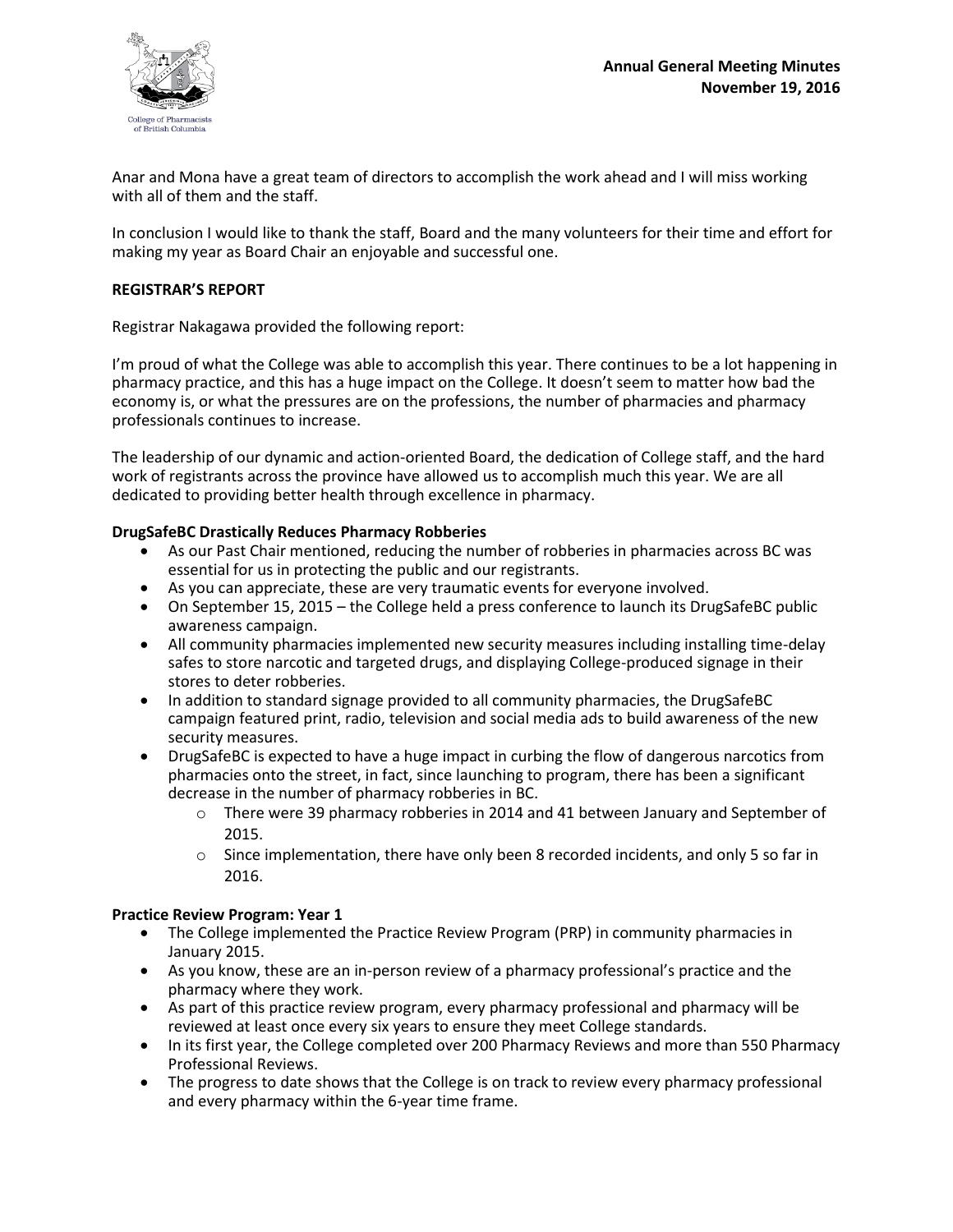Anar and Mona have a great team of directors to accomplish the work ahead and I will miss working with all of them and the staff.

In conclusion I would like to thank the staff, Board and the many volunteers for their time and effort for making my year as Board Chair an enjoyable and successful one.

**REGISTRAR'S REPORT**

Registrar Nakagawa provided the following report:

I'm proud of what the College was able to accomplish this year. There continues to be a lot happening in pharmacy practice, and this has a huge impact on the College. It doesn't seem to matter how bad the economy is, or what the pressures are on the professions, the number of pharmacies and pharmacy professionals continues to increase.

The leadership of our dynamic and action-oriented Board, the dedication of College staff, and the hard work of registrants across the province have allowed us to accomplish much this year. We are all dedicated to providing better health through excellence in pharmacy.

**DrugSafeBC Drastically Reduces Pharmacy Robberies**

- As our Past Chair mentioned, reducing the number of robberies in pharmacies across BC was essential for us in protecting the public and our registrants.
- As you can appreciate, these are very traumatic events for everyone involved.
- On September 15, 2015 – the College held a press conference to launch its DrugSafeBC public awareness campaign.
- All community pharmacies implemented new security measures including installing time-delay safes to store narcotic and targeted drugs, and displaying College-produced signage in their stores to deter robberies.
- In addition to standard signage provided to all community pharmacies, the DrugSafeBC campaign featured print, radio, television and social media ads to build awareness of the new security measures.
- DrugSafeBC is expected to have a huge impact in curbing the flow of dangerous narcotics from pharmacies onto the street, in fact, since launching to program, there has been a significant decrease in the number of pharmacy robberies in BC.
    - There were 39 pharmacy robberies in 2014 and 41 between January and September of 2015.
    - Since implementation, there have only been 8 recorded incidents, and only 5 so far in 2016.

**Practice Review Program: Year 1**

- The College implemented the Practice Review Program (PRP) in community pharmacies in January 2015.
- As you know, these are an in-person review of a pharmacy professional's practice and the pharmacy where they work.
- As part of this practice review program, every pharmacy professional and pharmacy will be reviewed at least once every six years to ensure they meet College standards.
- In its first year, the College completed over 200 Pharmacy Reviews and more than 550 Pharmacy Professional Reviews.
- The progress to date shows that the College is on track to review every pharmacy professional and every pharmacy within the 6-year time frame.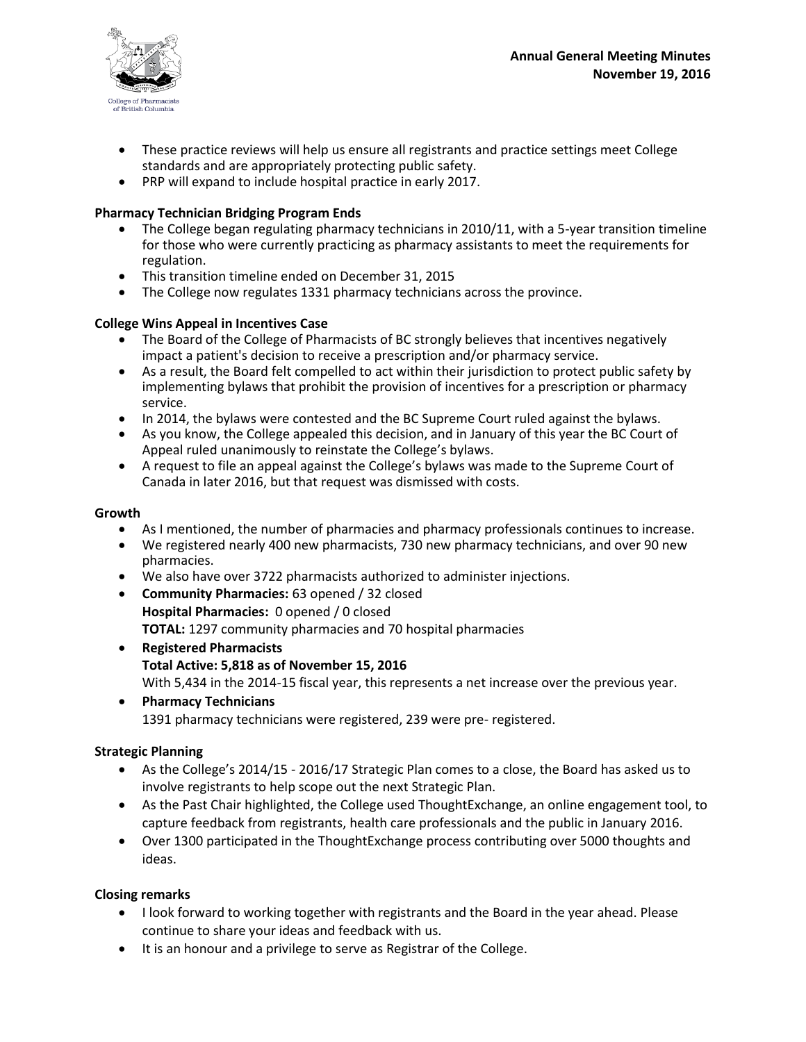- These practice reviews will help us ensure all registrants and practice settings meet College standards and are appropriately protecting public safety.
- PRP will expand to include hospital practice in early 2017.

**Pharmacy Technician Bridging Program Ends**

- The College began regulating pharmacy technicians in 2010/11, with a 5-year transition timeline for those who were currently practicing as pharmacy assistants to meet the requirements for regulation.
- This transition timeline ended on December 31, 2015
- The College now regulates 1331 pharmacy technicians across the province.

**College Wins Appeal in Incentives Case**

- The Board of the College of Pharmacists of BC strongly believes that incentives negatively impact a patient's decision to receive a prescription and/or pharmacy service.
- As a result, the Board felt compelled to act within their jurisdiction to protect public safety by implementing bylaws that prohibit the provision of incentives for a prescription or pharmacy service.
- In 2014, the bylaws were contested and the BC Supreme Court ruled against the bylaws.
- As you know, the College appealed this decision, and in January of this year the BC Court of Appeal ruled unanimously to reinstate the College's bylaws.
- A request to file an appeal against the College's bylaws was made to the Supreme Court of Canada in later 2016, but that request was dismissed with costs.

**Growth**

- As I mentioned, the number of pharmacies and pharmacy professionals continues to increase.
- We registered nearly 400 new pharmacists, 730 new pharmacy technicians, and over 90 new pharmacies.
- We also have over 3722 pharmacists authorized to administer injections.
- **Community Pharmacies:** 63 opened / 32 closed
  **Hospital Pharmacies:** 0 opened / 0 closed
  **TOTAL:** 1297 community pharmacies and 70 hospital pharmacies
- **Registered Pharmacists**
  **Total Active: 5,818 as of November 15, 2016**
  With 5,434 in the 2014-15 fiscal year, this represents a net increase over the previous year.
- **Pharmacy Technicians**
  1391 pharmacy technicians were registered, 239 were pre- registered.

**Strategic Planning**

- As the College's 2014/15 - 2016/17 Strategic Plan comes to a close, the Board has asked us to involve registrants to help scope out the next Strategic Plan.
- As the Past Chair highlighted, the College used ThoughtExchange, an online engagement tool, to capture feedback from registrants, health care professionals and the public in January 2016.
- Over 1300 participated in the ThoughtExchange process contributing over 5000 thoughts and ideas.

**Closing remarks**

- I look forward to working together with registrants and the Board in the year ahead. Please continue to share your ideas and feedback with us.
- It is an honour and a privilege to serve as Registrar of the College.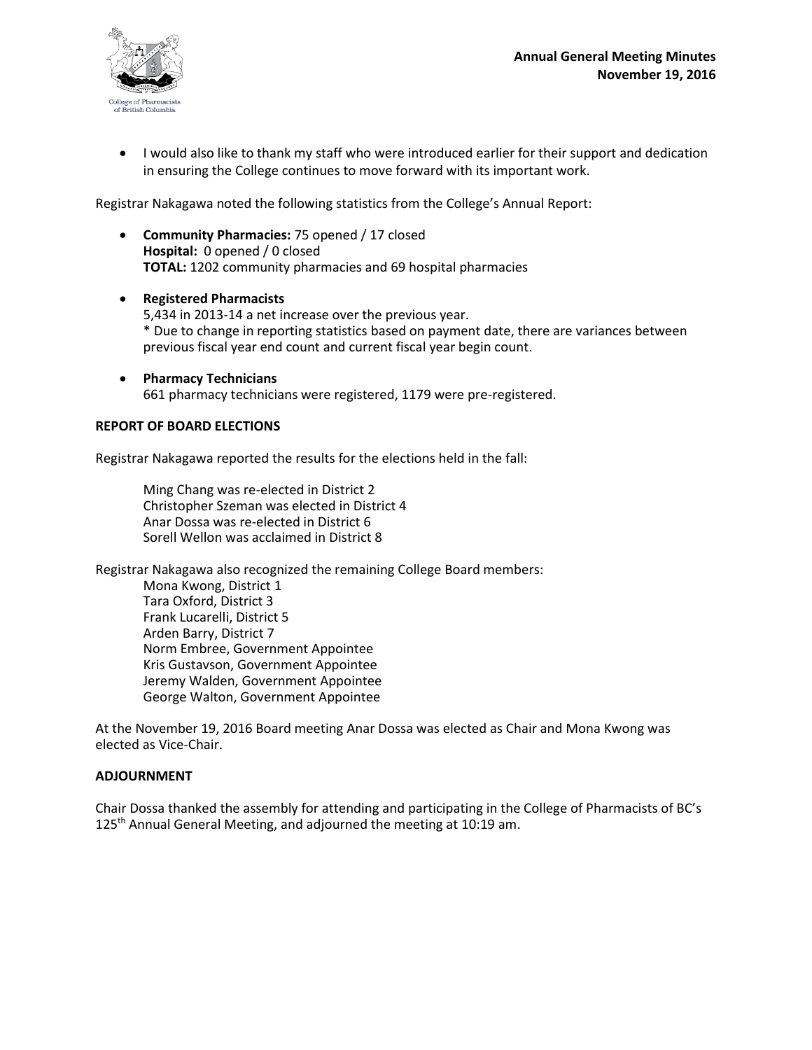- I would also like to thank my staff who were introduced earlier for their support and dedication in ensuring the College continues to move forward with its important work.

Registrar Nakagawa noted the following statistics from the College's Annual Report:

- **Community Pharmacies:** 75 opened / 17 closed
  **Hospital:** 0 opened / 0 closed
  **TOTAL:** 1202 community pharmacies and 69 hospital pharmacies

- **Registered Pharmacists**
  5,434 in 2013-14 a net increase over the previous year.
  * Due to change in reporting statistics based on payment date, there are variances between previous fiscal year end count and current fiscal year begin count.

- **Pharmacy Technicians**
  661 pharmacy technicians were registered, 1179 were pre-registered.

**REPORT OF BOARD ELECTIONS**

Registrar Nakagawa reported the results for the elections held in the fall:

Ming Chang was re-elected in District 2
Christopher Szeman was elected in District 4
Anar Dossa was re-elected in District 6
Sorell Wellon was acclaimed in District 8

Registrar Nakagawa also recognized the remaining College Board members:

Mona Kwong, District 1
Tara Oxford, District 3
Frank Lucarelli, District 5
Arden Barry, District 7
Norm Embree, Government Appointee
Kris Gustavson, Government Appointee
Jeremy Walden, Government Appointee
George Walton, Government Appointee

At the November 19, 2016 Board meeting Anar Dossa was elected as Chair and Mona Kwong was elected as Vice-Chair.

**ADJOURNMENT**

Chair Dossa thanked the assembly for attending and participating in the College of Pharmacists of BC's 125th Annual General Meeting, and adjourned the meeting at 10:19 am.